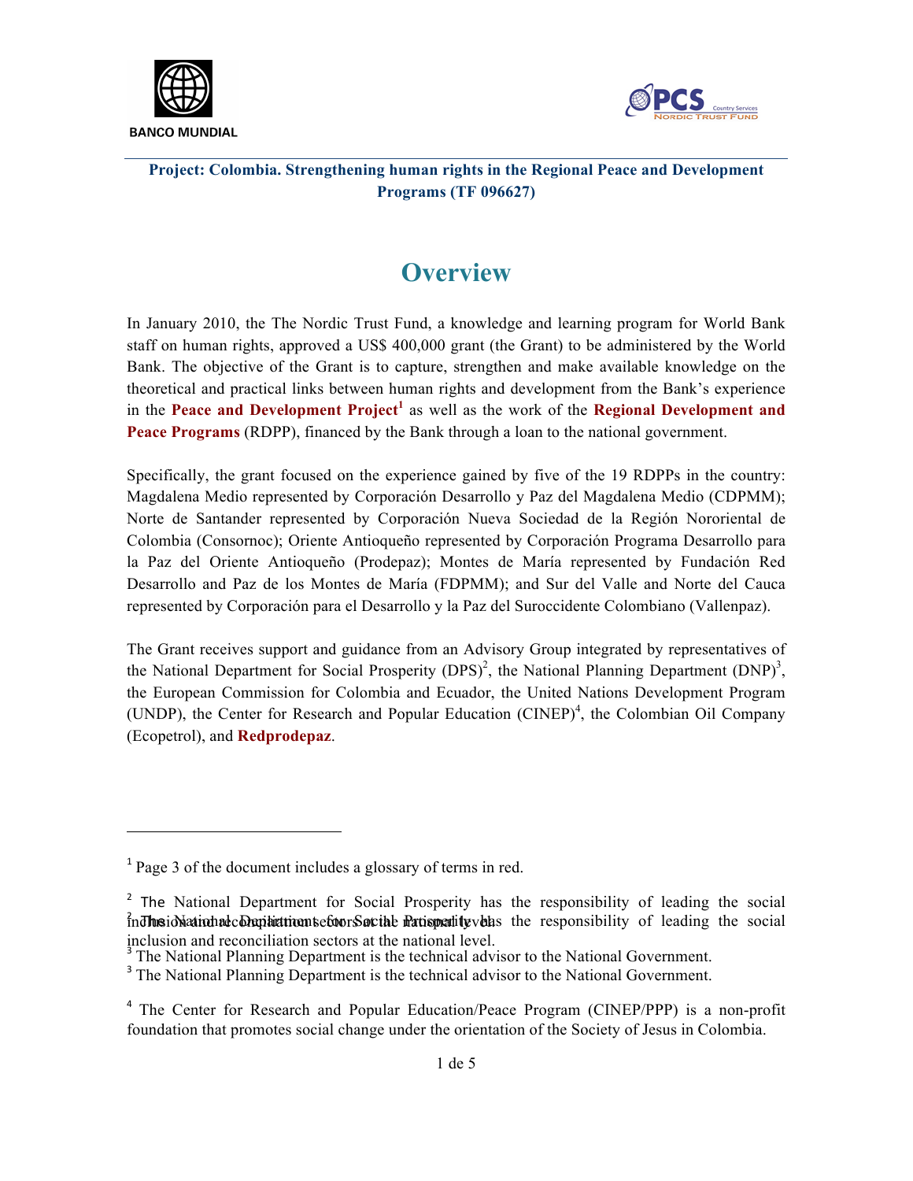**Project: Colombia. Strengthening human rights in the Regional Peace and Development Programs (TF 096627)**

# Overview

In January 2010, the The Nordic Trust Fund, a knowledge and learning program for World Bank staff on human rights, approved a US$ 400,000 grant (the Grant) to be administered by the World Bank. The objective of the Grant is to capture, strengthen and make available knowledge on the theoretical and practical links between human rights and development from the Bank's experience in the **Peace and Development Project**[1] as well as the work of the **Regional Development and Peace Programs** (RDPP), financed by the Bank through a loan to the national government.

Specifically, the grant focused on the experience gained by five of the 19 RDPPs in the country: Magdalena Medio represented by Corporación Desarrollo y Paz del Magdalena Medio (CDPMM); Norte de Santander represented by Corporación Nueva Sociedad de la Región Nororiental de Colombia (Consornoc); Oriente Antioqueño represented by Corporación Programa Desarrollo para la Paz del Oriente Antioqueño (Prodepaz); Montes de María represented by Fundación Red Desarrollo and Paz de los Montes de María (FDPMM); and Sur del Valle and Norte del Cauca represented by Corporación para el Desarrollo y la Paz del Suroccidente Colombiano (Vallenpaz).

The Grant receives support and guidance from an Advisory Group integrated by representatives of the National Department for Social Prosperity (DPS)[2], the National Planning Department (DNP)[3], the European Commission for Colombia and Ecuador, the United Nations Development Program (UNDP), the Center for Research and Popular Education (CINEP)[4], the Colombian Oil Company (Ecopetrol), and **Redprodepaz**.

---

[1] Page 3 of the document includes a glossary of terms in red.

[2] The National Department for Social Prosperity has the responsibility of leading the social inclusion and reconciliation sectors at the national level.

[3] The National Planning Department is the technical advisor to the National Government.

[4] The Center for Research and Popular Education/Peace Program (CINEP/PPP) is a non-profit foundation that promotes social change under the orientation of the Society of Jesus in Colombia.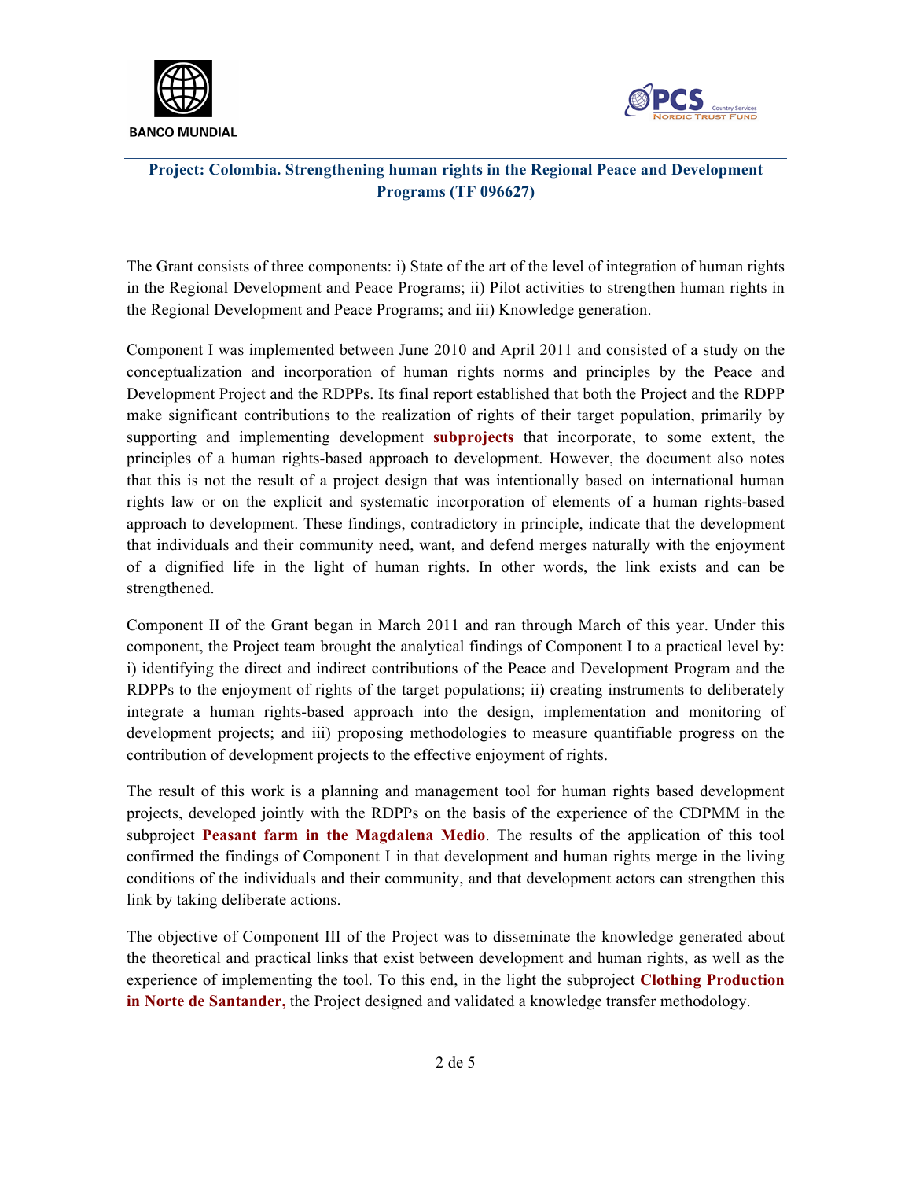**Project: Colombia. Strengthening human rights in the Regional Peace and Development Programs (TF 096627)**

The Grant consists of three components: i) State of the art of the level of integration of human rights in the Regional Development and Peace Programs; ii) Pilot activities to strengthen human rights in the Regional Development and Peace Programs; and iii) Knowledge generation.

Component I was implemented between June 2010 and April 2011 and consisted of a study on the conceptualization and incorporation of human rights norms and principles by the Peace and Development Project and the RDPPs. Its final report established that both the Project and the RDPP make significant contributions to the realization of rights of their target population, primarily by supporting and implementing development **subprojects** that incorporate, to some extent, the principles of a human rights-based approach to development. However, the document also notes that this is not the result of a project design that was intentionally based on international human rights law or on the explicit and systematic incorporation of elements of a human rights-based approach to development. These findings, contradictory in principle, indicate that the development that individuals and their community need, want, and defend merges naturally with the enjoyment of a dignified life in the light of human rights. In other words, the link exists and can be strengthened.

Component II of the Grant began in March 2011 and ran through March of this year. Under this component, the Project team brought the analytical findings of Component I to a practical level by: i) identifying the direct and indirect contributions of the Peace and Development Program and the RDPPs to the enjoyment of rights of the target populations; ii) creating instruments to deliberately integrate a human rights-based approach into the design, implementation and monitoring of development projects; and iii) proposing methodologies to measure quantifiable progress on the contribution of development projects to the effective enjoyment of rights.

The result of this work is a planning and management tool for human rights based development projects, developed jointly with the RDPPs on the basis of the experience of the CDPMM in the subproject **Peasant farm in the Magdalena Medio**. The results of the application of this tool confirmed the findings of Component I in that development and human rights merge in the living conditions of the individuals and their community, and that development actors can strengthen this link by taking deliberate actions.

The objective of Component III of the Project was to disseminate the knowledge generated about the theoretical and practical links that exist between development and human rights, as well as the experience of implementing the tool. To this end, in the light the subproject **Clothing Production in Norte de Santander,** the Project designed and validated a knowledge transfer methodology.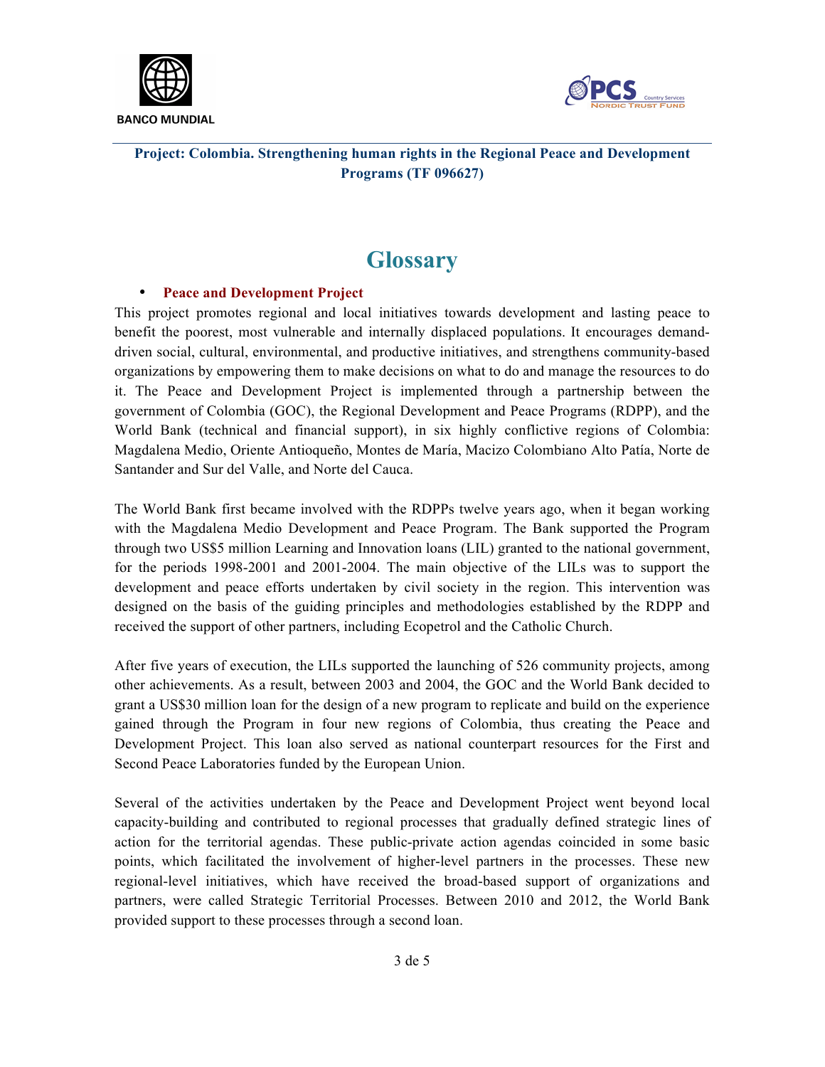**Project: Colombia. Strengthening human rights in the Regional Peace and Development Programs (TF 096627)**

# Glossary

- **Peace and Development Project**

This project promotes regional and local initiatives towards development and lasting peace to benefit the poorest, most vulnerable and internally displaced populations. It encourages demand-driven social, cultural, environmental, and productive initiatives, and strengthens community-based organizations by empowering them to make decisions on what to do and manage the resources to do it. The Peace and Development Project is implemented through a partnership between the government of Colombia (GOC), the Regional Development and Peace Programs (RDPP), and the World Bank (technical and financial support), in six highly conflictive regions of Colombia: Magdalena Medio, Oriente Antioqueño, Montes de María, Macizo Colombiano Alto Patía, Norte de Santander and Sur del Valle, and Norte del Cauca.

The World Bank first became involved with the RDPPs twelve years ago, when it began working with the Magdalena Medio Development and Peace Program. The Bank supported the Program through two US$5 million Learning and Innovation loans (LIL) granted to the national government, for the periods 1998-2001 and 2001-2004. The main objective of the LILs was to support the development and peace efforts undertaken by civil society in the region. This intervention was designed on the basis of the guiding principles and methodologies established by the RDPP and received the support of other partners, including Ecopetrol and the Catholic Church.

After five years of execution, the LILs supported the launching of 526 community projects, among other achievements. As a result, between 2003 and 2004, the GOC and the World Bank decided to grant a US$30 million loan for the design of a new program to replicate and build on the experience gained through the Program in four new regions of Colombia, thus creating the Peace and Development Project. This loan also served as national counterpart resources for the First and Second Peace Laboratories funded by the European Union.

Several of the activities undertaken by the Peace and Development Project went beyond local capacity-building and contributed to regional processes that gradually defined strategic lines of action for the territorial agendas. These public-private action agendas coincided in some basic points, which facilitated the involvement of higher-level partners in the processes. These new regional-level initiatives, which have received the broad-based support of organizations and partners, were called Strategic Territorial Processes. Between 2010 and 2012, the World Bank provided support to these processes through a second loan.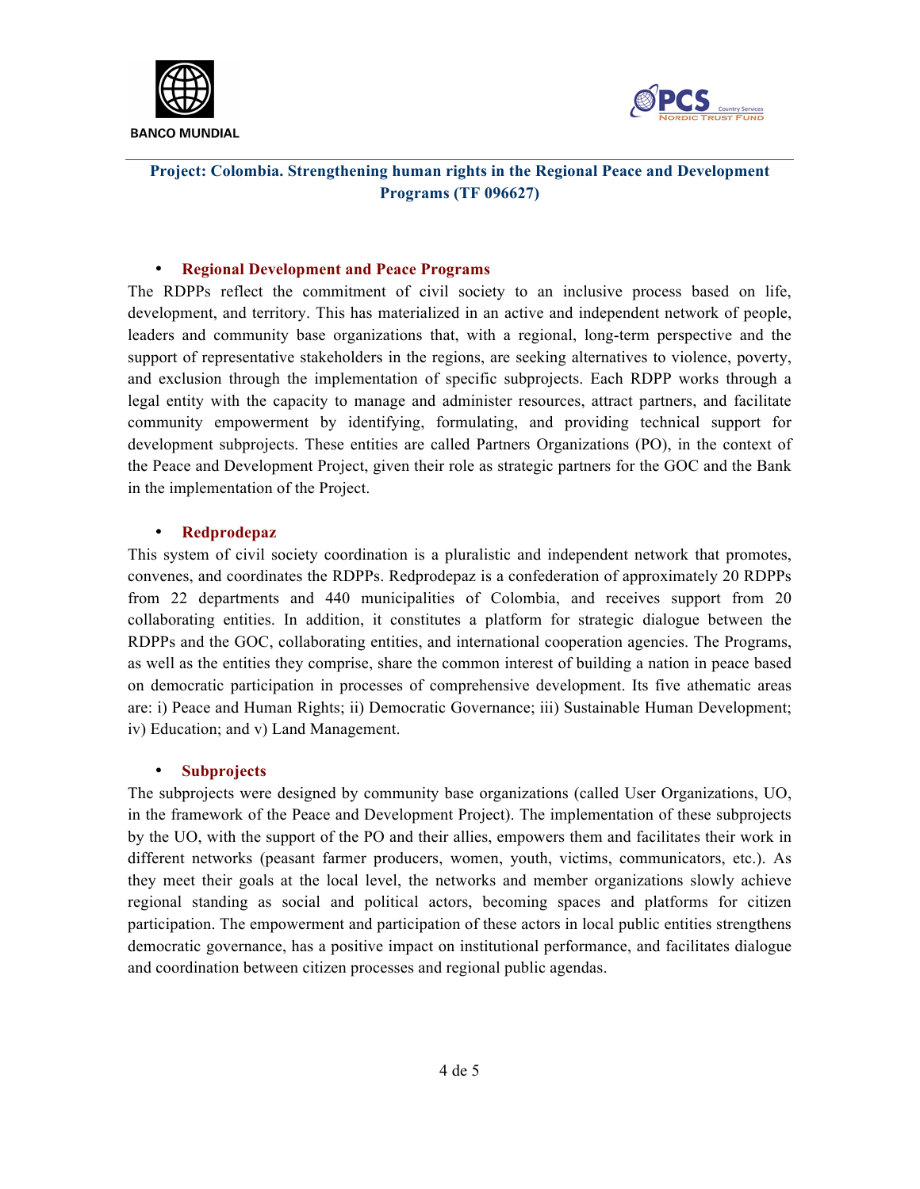**Project: Colombia. Strengthening human rights in the Regional Peace and Development Programs (TF 096627)**

- **Regional Development and Peace Programs**

The RDPPs reflect the commitment of civil society to an inclusive process based on life, development, and territory. This has materialized in an active and independent network of people, leaders and community base organizations that, with a regional, long-term perspective and the support of representative stakeholders in the regions, are seeking alternatives to violence, poverty, and exclusion through the implementation of specific subprojects. Each RDPP works through a legal entity with the capacity to manage and administer resources, attract partners, and facilitate community empowerment by identifying, formulating, and providing technical support for development subprojects. These entities are called Partners Organizations (PO), in the context of the Peace and Development Project, given their role as strategic partners for the GOC and the Bank in the implementation of the Project.

- **Redprodepaz**

This system of civil society coordination is a pluralistic and independent network that promotes, convenes, and coordinates the RDPPs. Redprodepaz is a confederation of approximately 20 RDPPs from 22 departments and 440 municipalities of Colombia, and receives support from 20 collaborating entities. In addition, it constitutes a platform for strategic dialogue between the RDPPs and the GOC, collaborating entities, and international cooperation agencies. The Programs, as well as the entities they comprise, share the common interest of building a nation in peace based on democratic participation in processes of comprehensive development. Its five athematic areas are: i) Peace and Human Rights; ii) Democratic Governance; iii) Sustainable Human Development; iv) Education; and v) Land Management.

- **Subprojects**

The subprojects were designed by community base organizations (called User Organizations, UO, in the framework of the Peace and Development Project). The implementation of these subprojects by the UO, with the support of the PO and their allies, empowers them and facilitates their work in different networks (peasant farmer producers, women, youth, victims, communicators, etc.). As they meet their goals at the local level, the networks and member organizations slowly achieve regional standing as social and political actors, becoming spaces and platforms for citizen participation. The empowerment and participation of these actors in local public entities strengthens democratic governance, has a positive impact on institutional performance, and facilitates dialogue and coordination between citizen processes and regional public agendas.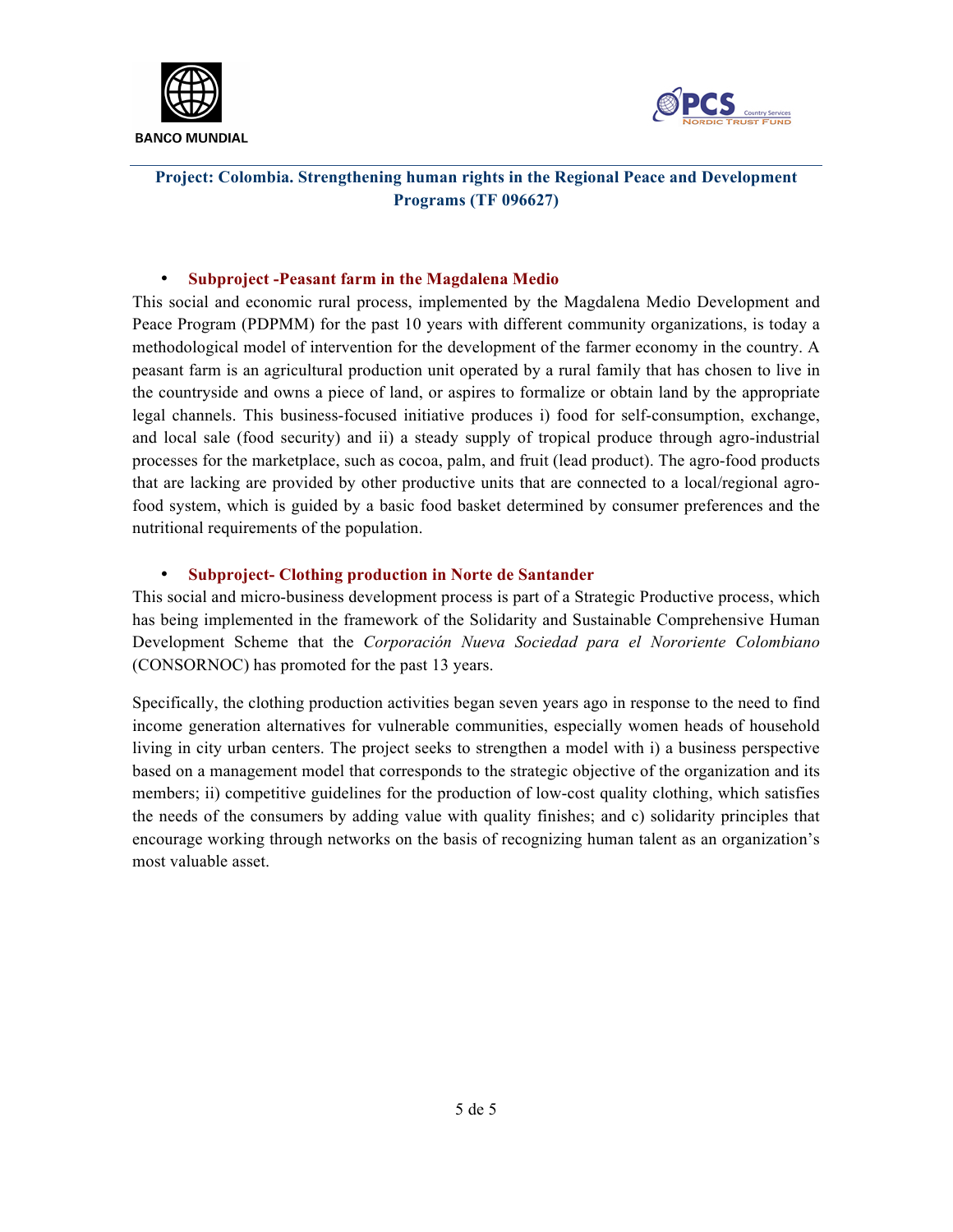**Project: Colombia. Strengthening human rights in the Regional Peace and Development Programs (TF 096627)**

- **Subproject -Peasant farm in the Magdalena Medio**

This social and economic rural process, implemented by the Magdalena Medio Development and Peace Program (PDPMM) for the past 10 years with different community organizations, is today a methodological model of intervention for the development of the farmer economy in the country. A peasant farm is an agricultural production unit operated by a rural family that has chosen to live in the countryside and owns a piece of land, or aspires to formalize or obtain land by the appropriate legal channels. This business-focused initiative produces i) food for self-consumption, exchange, and local sale (food security) and ii) a steady supply of tropical produce through agro-industrial processes for the marketplace, such as cocoa, palm, and fruit (lead product). The agro-food products that are lacking are provided by other productive units that are connected to a local/regional agro-food system, which is guided by a basic food basket determined by consumer preferences and the nutritional requirements of the population.

- **Subproject- Clothing production in Norte de Santander**

This social and micro-business development process is part of a Strategic Productive process, which has being implemented in the framework of the Solidarity and Sustainable Comprehensive Human Development Scheme that the *Corporación Nueva Sociedad para el Nororiente Colombiano* (CONSORNOC) has promoted for the past 13 years.

Specifically, the clothing production activities began seven years ago in response to the need to find income generation alternatives for vulnerable communities, especially women heads of household living in city urban centers. The project seeks to strengthen a model with i) a business perspective based on a management model that corresponds to the strategic objective of the organization and its members; ii) competitive guidelines for the production of low-cost quality clothing, which satisfies the needs of the consumers by adding value with quality finishes; and c) solidarity principles that encourage working through networks on the basis of recognizing human talent as an organization's most valuable asset.